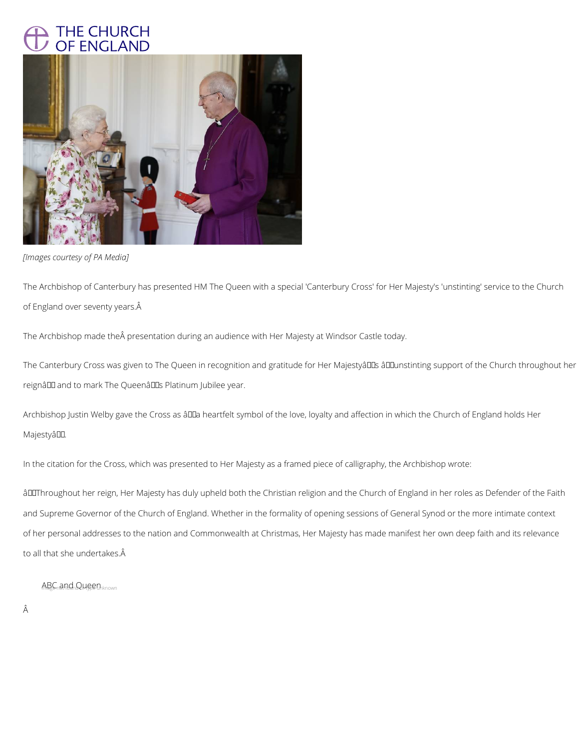# THE CHURCH OF ENGLAND

*[Images courtesy of PA Media]*

The Archbishop of Canterbury has presented HM The Queen with a special 'Canterbury Cross' for Her Majesty's 'unstinting' service to the Church of England over seventy years.Â

The Archbishop made theÂ presentation during an audience with Her Majesty at Windsor Castle today.

The Canterbury Cross was given to The Queen in recognition and gratitude for Her Majestyâs âunstinting support of the Church throughout her reignâ and to mark The Queenâs Platinum Jubilee year.

Archbishop Justin Welby gave the Cross as âa heartfelt symbol of the love, loyalty and affection in which the Church of England holds Her Majestyâ.

In the citation for the Cross, which was presented to Her Majesty as a framed piece of calligraphy, the Archbishop wrote:

âThroughout her reign, Her Majesty has duly upheld both the Christian religion and the Church of England in her roles as Defender of the Faith and Supreme Governor of the Church of England. Whether in the formality of opening sessions of General Synod or the more intimate context of her personal addresses to the nation and Commonwealth at Christmas, Her Majesty has made manifest her own deep faith and its relevance to all that she undertakes.Â

ABC and Queen Image not found or type unknown

Â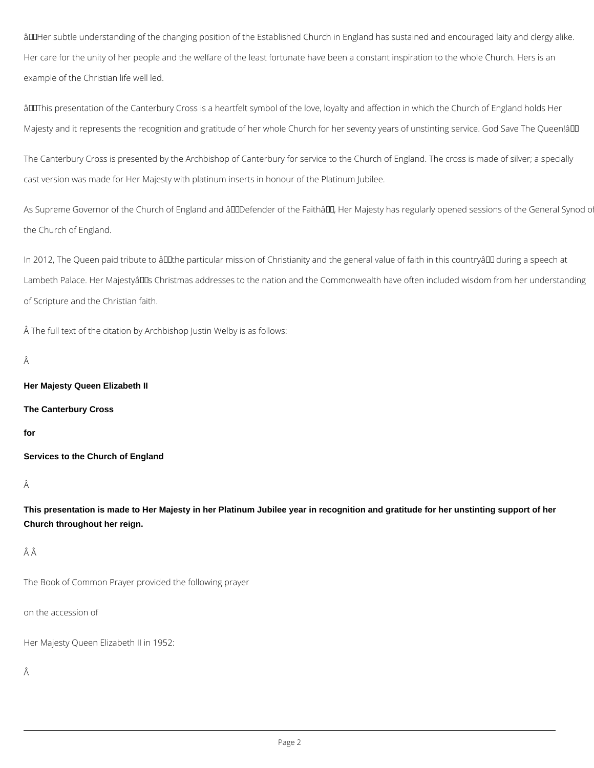"Her subtle understanding of the changing position of the Established Church in England has sustained and encouraged laity and clergy alike. Her care for the unity of her people and the welfare of the least fortunate have been a constant inspiration to the whole Church. Hers is an example of the Christian life well led.

"This presentation of the Canterbury Cross is a heartfelt symbol of the love, loyalty and affection in which the Church of England holds Her Majesty and it represents the recognition and gratitude of her whole Church for her seventy years of unstinting service. God Save The Queen!"

The Canterbury Cross is presented by the Archbishop of Canterbury for service to the Church of England. The cross is made of silver; a specially cast version was made for Her Majesty with platinum inserts in honour of the Platinum Jubilee.

As Supreme Governor of the Church of England and "Defender of the Faith", Her Majesty has regularly opened sessions of the General Synod of the Church of England.

In 2012, The Queen paid tribute to "the particular mission of Christianity and the general value of faith in this country" during a speech at Lambeth Palace. Her Majesty's Christmas addresses to the nation and the Commonwealth have often included wisdom from her understanding of Scripture and the Christian faith.

The full text of the citation by Archbishop Justin Welby is as follows:

**Her Majesty Queen Elizabeth II**

**The Canterbury Cross**

**for**

**Services to the Church of England**

**This presentation is made to Her Majesty in her Platinum Jubilee year in recognition and gratitude for her unstinting support of her Church throughout her reign.**

The Book of Common Prayer provided the following prayer

on the accession of

Her Majesty Queen Elizabeth II in 1952: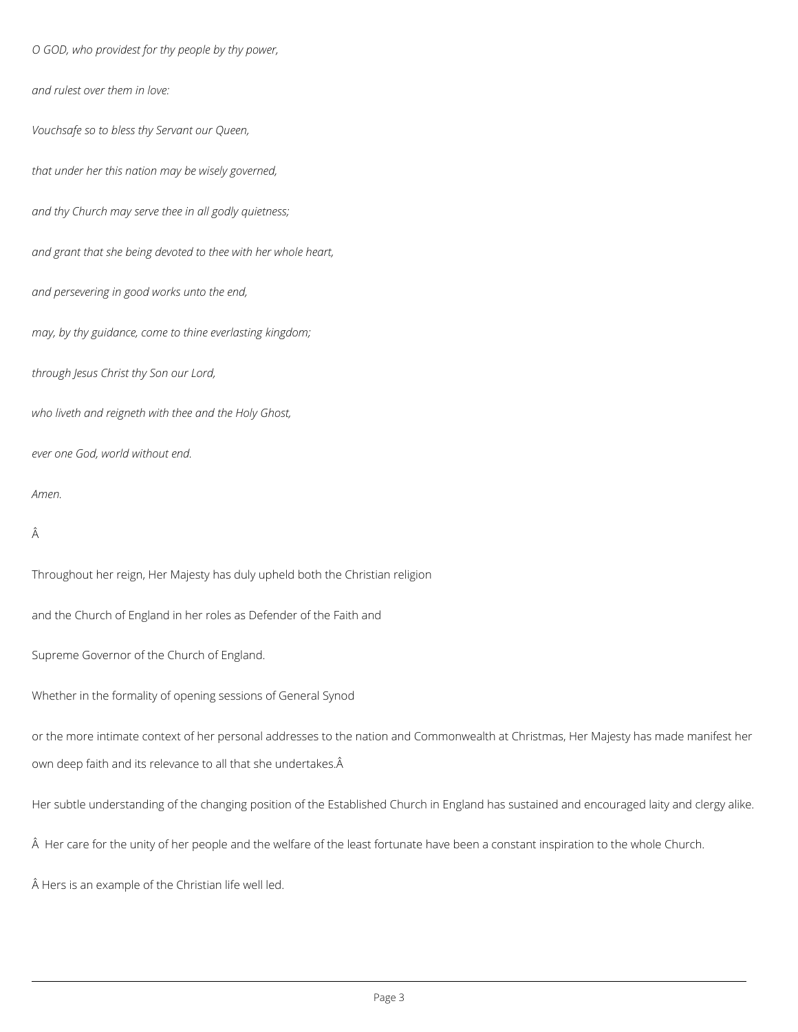*O GOD, who providest for thy people by thy power,*

*and rulest over them in love:*

*Vouchsafe so to bless thy Servant our Queen,*

*that under her this nation may be wisely governed,*

*and thy Church may serve thee in all godly quietness;*

*and grant that she being devoted to thee with her whole heart,*

*and persevering in good works unto the end,*

*may, by thy guidance, come to thine everlasting kingdom;*

*through Jesus Christ thy Son our Lord,*

*who liveth and reigneth with thee and the Holy Ghost,*

*ever one God, world without end.*

*Amen.*

Â

Throughout her reign, Her Majesty has duly upheld both the Christian religion

and the Church of England in her roles as Defender of the Faith and

Supreme Governor of the Church of England.

Whether in the formality of opening sessions of General Synod

or the more intimate context of her personal addresses to the nation and Commonwealth at Christmas, Her Majesty has made manifest her own deep faith and its relevance to all that she undertakes.Â

Her subtle understanding of the changing position of the Established Church in England has sustained and encouraged laity and clergy alike.

Â  Her care for the unity of her people and the welfare of the least fortunate have been a constant inspiration to the whole Church.

Â Hers is an example of the Christian life well led.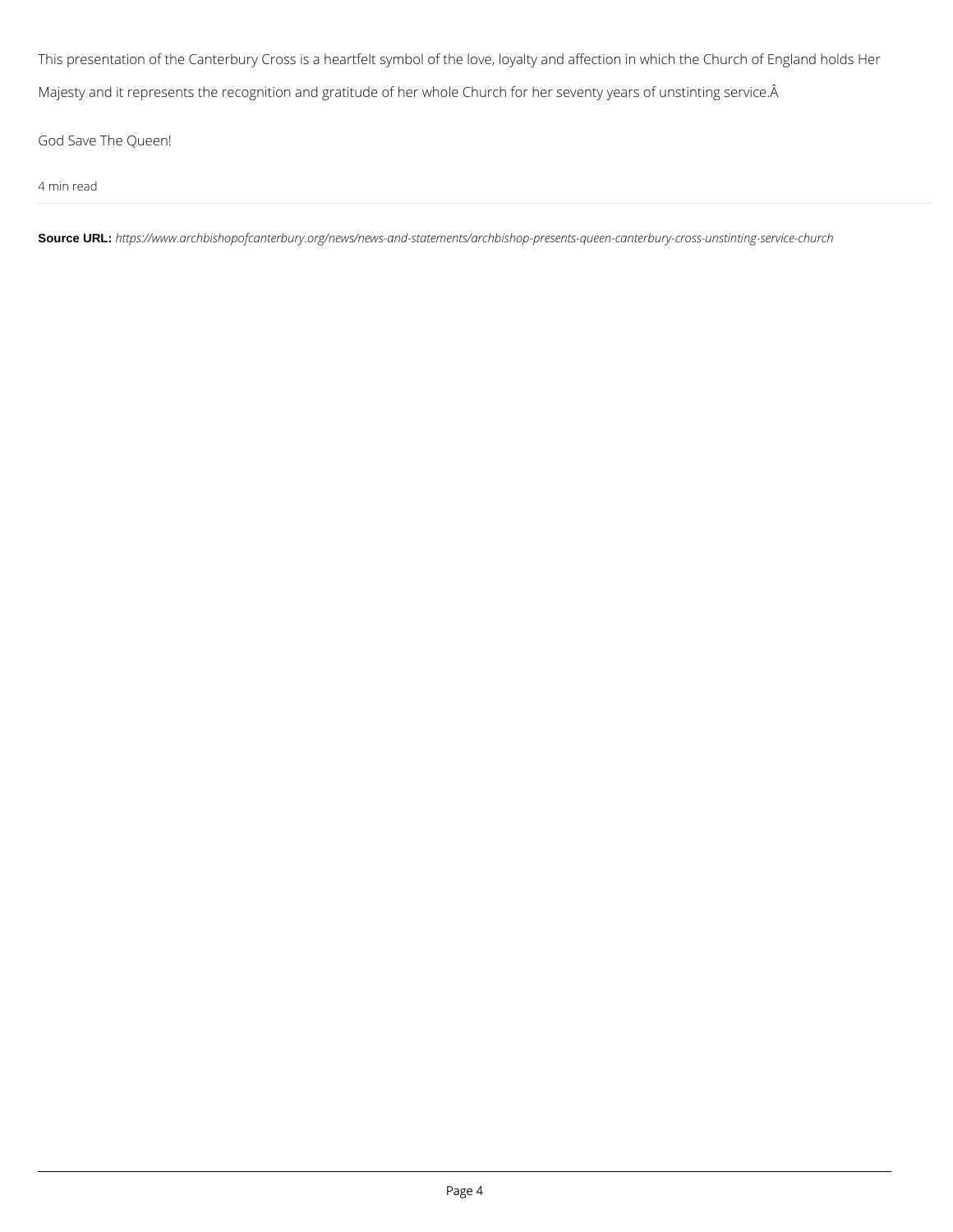This presentation of the Canterbury Cross is a heartfelt symbol of the love, loyalty and affection in which the Church of England holds Her Majesty and it represents the recognition and gratitude of her whole Church for her seventy years of unstinting service.Â

God Save The Queen!

4 min read

---

**Source URL:** *https://www.archbishopofcanterbury.org/news/news-and-statements/archbishop-presents-queen-canterbury-cross-unstinting-service-church*